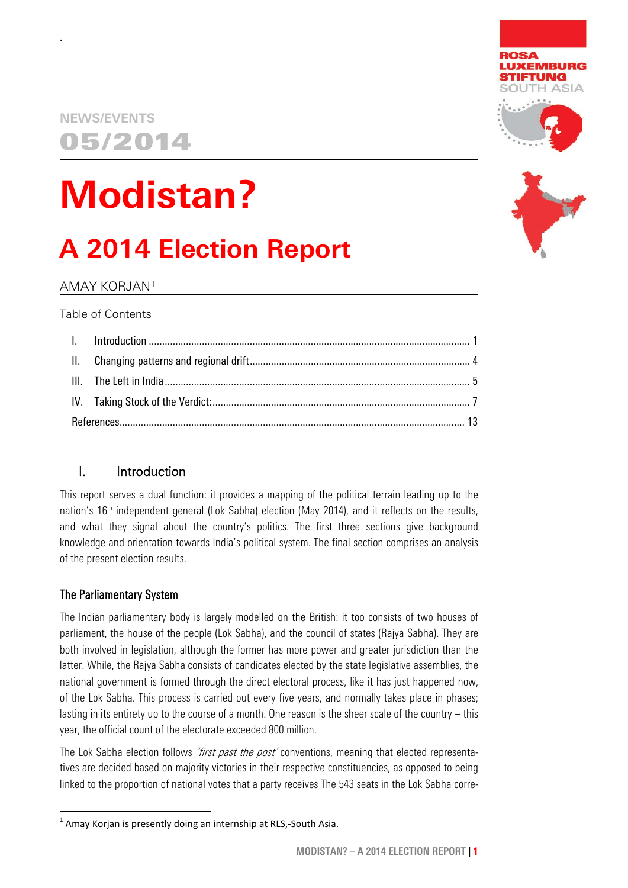NEWS/EVENTS

05/2014

# Modistan?

## A 2014 Election Report

AMAY KORJAN[1]

Table of Contents

| | | |
|---|---|---|
| I. | Introduction | 1 |
| II. | Changing patterns and regional drift | 4 |
| III. | The Left in India | 5 |
| IV. | Taking Stock of the Verdict: | 7 |
| | References | 13 |

## I. Introduction

This report serves a dual function: it provides a mapping of the political terrain leading up to the nation's 16th independent general (Lok Sabha) election (May 2014), and it reflects on the results, and what they signal about the country's politics. The first three sections give background knowledge and orientation towards India's political system. The final section comprises an analysis of the present election results.

### The Parliamentary System

The Indian parliamentary body is largely modelled on the British: it too consists of two houses of parliament, the house of the people (Lok Sabha), and the council of states (Rajya Sabha). They are both involved in legislation, although the former has more power and greater jurisdiction than the latter. While, the Rajya Sabha consists of candidates elected by the state legislative assemblies, the national government is formed through the direct electoral process, like it has just happened now, of the Lok Sabha. This process is carried out every five years, and normally takes place in phases; lasting in its entirety up to the course of a month. One reason is the sheer scale of the country – this year, the official count of the electorate exceeded 800 million.

The Lok Sabha election follows *'first past the post'* conventions, meaning that elected representatives are decided based on majority victories in their respective constituencies, as opposed to being linked to the proportion of national votes that a party receives The 543 seats in the Lok Sabha corre-

---

[1] Amay Korjan is presently doing an internship at RLS,-South Asia.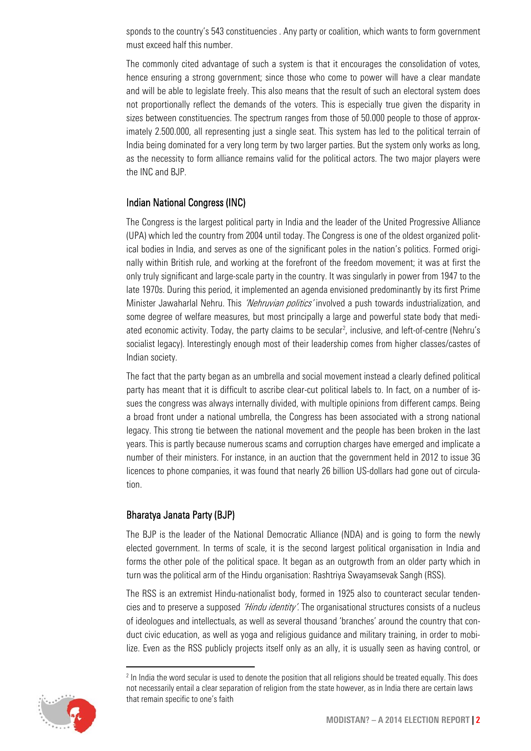sponds to the country's 543 constituencies . Any party or coalition, which wants to form government must exceed half this number.

The commonly cited advantage of such a system is that it encourages the consolidation of votes, hence ensuring a strong government; since those who come to power will have a clear mandate and will be able to legislate freely. This also means that the result of such an electoral system does not proportionally reflect the demands of the voters. This is especially true given the disparity in sizes between constituencies. The spectrum ranges from those of 50.000 people to those of approximately 2.500.000, all representing just a single seat. This system has led to the political terrain of India being dominated for a very long term by two larger parties. But the system only works as long, as the necessity to form alliance remains valid for the political actors. The two major players were the INC and BJP.

## Indian National Congress (INC)

The Congress is the largest political party in India and the leader of the United Progressive Alliance (UPA) which led the country from 2004 until today. The Congress is one of the oldest organized political bodies in India, and serves as one of the significant poles in the nation's politics. Formed originally within British rule, and working at the forefront of the freedom movement; it was at first the only truly significant and large-scale party in the country. It was singularly in power from 1947 to the late 1970s. During this period, it implemented an agenda envisioned predominantly by its first Prime Minister Jawaharlal Nehru. This *'Nehruvian politics'* involved a push towards industrialization, and some degree of welfare measures, but most principally a large and powerful state body that mediated economic activity. Today, the party claims to be secular[2], inclusive, and left-of-centre (Nehru's socialist legacy). Interestingly enough most of their leadership comes from higher classes/castes of Indian society.

The fact that the party began as an umbrella and social movement instead a clearly defined political party has meant that it is difficult to ascribe clear-cut political labels to. In fact, on a number of issues the congress was always internally divided, with multiple opinions from different camps. Being a broad front under a national umbrella, the Congress has been associated with a strong national legacy. This strong tie between the national movement and the people has been broken in the last years. This is partly because numerous scams and corruption charges have emerged and implicate a number of their ministers. For instance, in an auction that the government held in 2012 to issue 3G licences to phone companies, it was found that nearly 26 billion US-dollars had gone out of circulation.

## Bharatya Janata Party (BJP)

The BJP is the leader of the National Democratic Alliance (NDA) and is going to form the newly elected government. In terms of scale, it is the second largest political organisation in India and forms the other pole of the political space. It began as an outgrowth from an older party which in turn was the political arm of the Hindu organisation: Rashtriya Swayamsevak Sangh (RSS).

The RSS is an extremist Hindu-nationalist body, formed in 1925 also to counteract secular tendencies and to preserve a supposed *'Hindu identity'*. The organisational structures consists of a nucleus of ideologues and intellectuals, as well as several thousand 'branches' around the country that conduct civic education, as well as yoga and religious guidance and military training, in order to mobilize. Even as the RSS publicly projects itself only as an ally, it is usually seen as having control, or

[2] In India the word secular is used to denote the position that all religions should be treated equally. This does not necessarily entail a clear separation of religion from the state however, as in India there are certain laws that remain specific to one's faith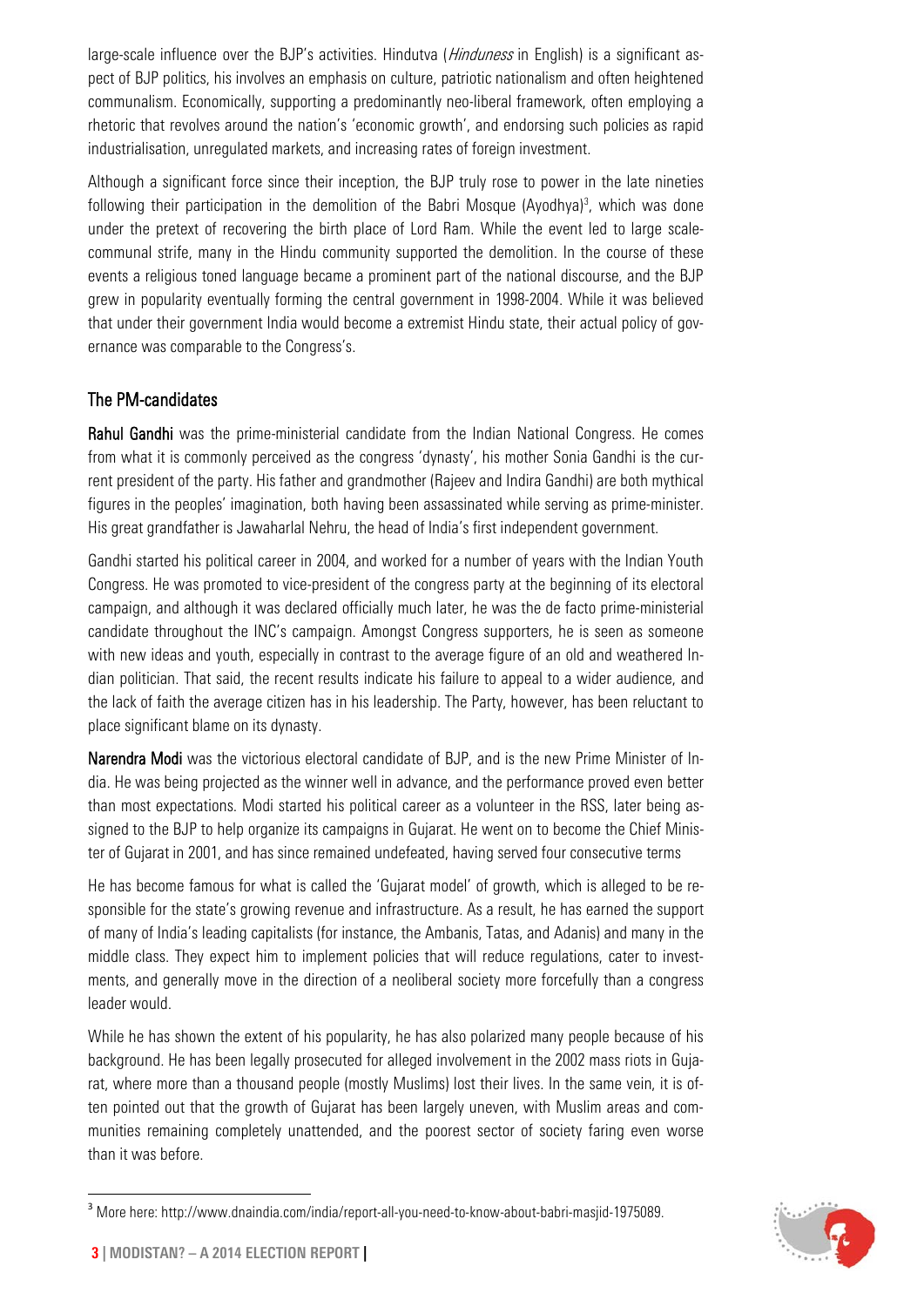large-scale influence over the BJP's activities. Hindutva (*Hinduness* in English) is a significant aspect of BJP politics, his involves an emphasis on culture, patriotic nationalism and often heightened communalism. Economically, supporting a predominantly neo-liberal framework, often employing a rhetoric that revolves around the nation's 'economic growth', and endorsing such policies as rapid industrialisation, unregulated markets, and increasing rates of foreign investment.

Although a significant force since their inception, the BJP truly rose to power in the late nineties following their participation in the demolition of the Babri Mosque (Ayodhya)[3], which was done under the pretext of recovering the birth place of Lord Ram. While the event led to large scale-communal strife, many in the Hindu community supported the demolition. In the course of these events a religious toned language became a prominent part of the national discourse, and the BJP grew in popularity eventually forming the central government in 1998-2004. While it was believed that under their government India would become a extremist Hindu state, their actual policy of governance was comparable to the Congress's.

## The PM-candidates

**Rahul Gandhi** was the prime-ministerial candidate from the Indian National Congress. He comes from what it is commonly perceived as the congress 'dynasty', his mother Sonia Gandhi is the current president of the party. His father and grandmother (Rajeev and Indira Gandhi) are both mythical figures in the peoples' imagination, both having been assassinated while serving as prime-minister. His great grandfather is Jawaharlal Nehru, the head of India's first independent government.

Gandhi started his political career in 2004, and worked for a number of years with the Indian Youth Congress. He was promoted to vice-president of the congress party at the beginning of its electoral campaign, and although it was declared officially much later, he was the de facto prime-ministerial candidate throughout the INC's campaign. Amongst Congress supporters, he is seen as someone with new ideas and youth, especially in contrast to the average figure of an old and weathered Indian politician. That said, the recent results indicate his failure to appeal to a wider audience, and the lack of faith the average citizen has in his leadership. The Party, however, has been reluctant to place significant blame on its dynasty.

**Narendra Modi** was the victorious electoral candidate of BJP, and is the new Prime Minister of India. He was being projected as the winner well in advance, and the performance proved even better than most expectations. Modi started his political career as a volunteer in the RSS, later being assigned to the BJP to help organize its campaigns in Gujarat. He went on to become the Chief Minister of Gujarat in 2001, and has since remained undefeated, having served four consecutive terms

He has become famous for what is called the 'Gujarat model' of growth, which is alleged to be responsible for the state's growing revenue and infrastructure. As a result, he has earned the support of many of India's leading capitalists (for instance, the Ambanis, Tatas, and Adanis) and many in the middle class. They expect him to implement policies that will reduce regulations, cater to investments, and generally move in the direction of a neoliberal society more forcefully than a congress leader would.

While he has shown the extent of his popularity, he has also polarized many people because of his background. He has been legally prosecuted for alleged involvement in the 2002 mass riots in Gujarat, where more than a thousand people (mostly Muslims) lost their lives. In the same vein, it is often pointed out that the growth of Gujarat has been largely uneven, with Muslim areas and communities remaining completely unattended, and the poorest sector of society faring even worse than it was before.

[3] More here: http://www.dnaindia.com/india/report-all-you-need-to-know-about-babri-masjid-1975089.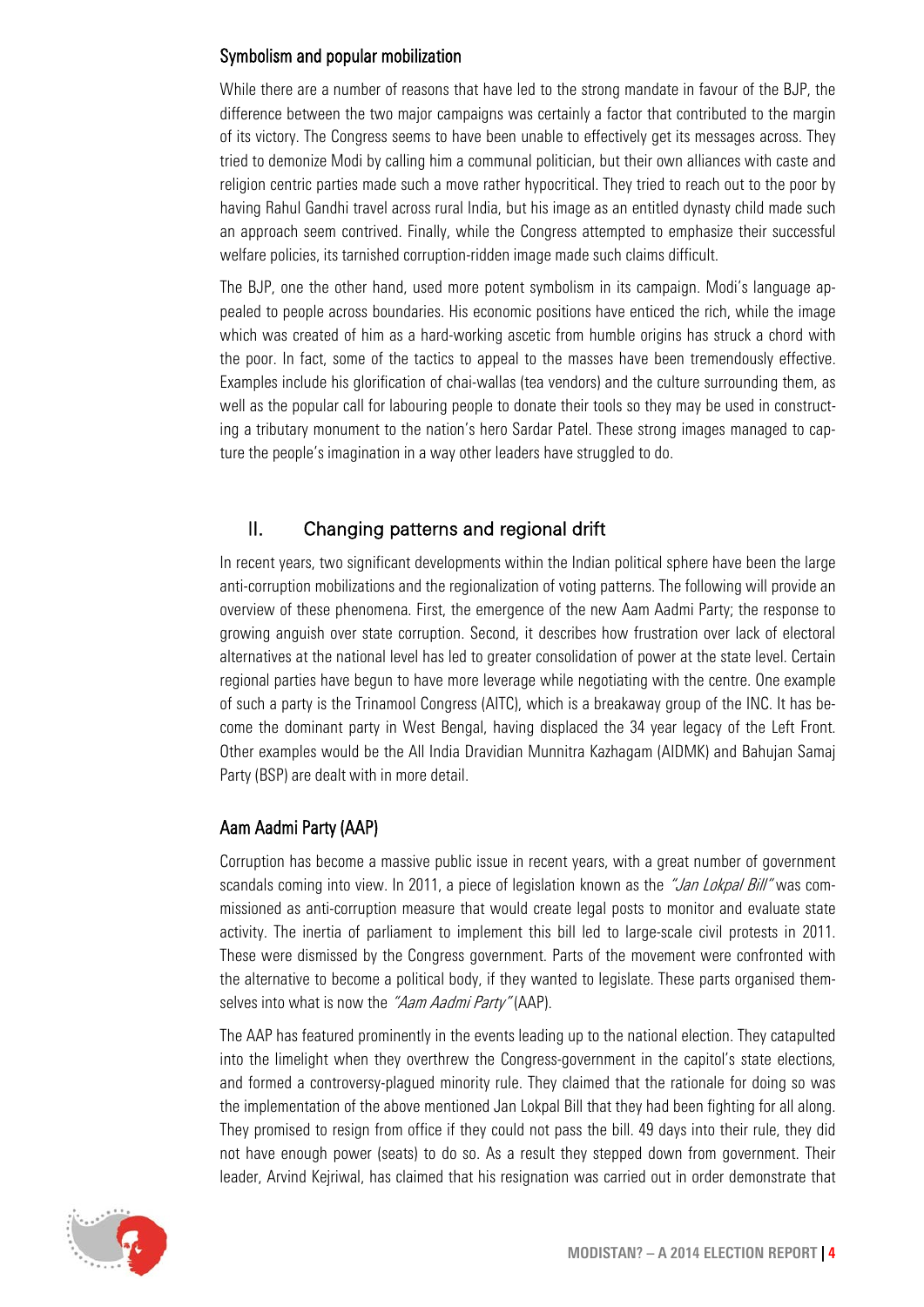### Symbolism and popular mobilization

While there are a number of reasons that have led to the strong mandate in favour of the BJP, the difference between the two major campaigns was certainly a factor that contributed to the margin of its victory. The Congress seems to have been unable to effectively get its messages across. They tried to demonize Modi by calling him a communal politician, but their own alliances with caste and religion centric parties made such a move rather hypocritical. They tried to reach out to the poor by having Rahul Gandhi travel across rural India, but his image as an entitled dynasty child made such an approach seem contrived. Finally, while the Congress attempted to emphasize their successful welfare policies, its tarnished corruption-ridden image made such claims difficult.

The BJP, one the other hand, used more potent symbolism in its campaign. Modi's language appealed to people across boundaries. His economic positions have enticed the rich, while the image which was created of him as a hard-working ascetic from humble origins has struck a chord with the poor. In fact, some of the tactics to appeal to the masses have been tremendously effective. Examples include his glorification of chai-wallas (tea vendors) and the culture surrounding them, as well as the popular call for labouring people to donate their tools so they may be used in constructing a tributary monument to the nation's hero Sardar Patel. These strong images managed to capture the people's imagination in a way other leaders have struggled to do.

## II. Changing patterns and regional drift

In recent years, two significant developments within the Indian political sphere have been the large anti-corruption mobilizations and the regionalization of voting patterns. The following will provide an overview of these phenomena. First, the emergence of the new Aam Aadmi Party; the response to growing anguish over state corruption. Second, it describes how frustration over lack of electoral alternatives at the national level has led to greater consolidation of power at the state level. Certain regional parties have begun to have more leverage while negotiating with the centre. One example of such a party is the Trinamool Congress (AITC), which is a breakaway group of the INC. It has become the dominant party in West Bengal, having displaced the 34 year legacy of the Left Front. Other examples would be the All India Dravidian Munnitra Kazhagam (AIDMK) and Bahujan Samaj Party (BSP) are dealt with in more detail.

### Aam Aadmi Party (AAP)

Corruption has become a massive public issue in recent years, with a great number of government scandals coming into view. In 2011, a piece of legislation known as the *"Jan Lokpal Bill"* was commissioned as anti-corruption measure that would create legal posts to monitor and evaluate state activity. The inertia of parliament to implement this bill led to large-scale civil protests in 2011. These were dismissed by the Congress government. Parts of the movement were confronted with the alternative to become a political body, if they wanted to legislate. These parts organised themselves into what is now the *"Aam Aadmi Party"* (AAP).

The AAP has featured prominently in the events leading up to the national election. They catapulted into the limelight when they overthrew the Congress-government in the capitol's state elections, and formed a controversy-plagued minority rule. They claimed that the rationale for doing so was the implementation of the above mentioned Jan Lokpal Bill that they had been fighting for all along. They promised to resign from office if they could not pass the bill. 49 days into their rule, they did not have enough power (seats) to do so. As a result they stepped down from government. Their leader, Arvind Kejriwal, has claimed that his resignation was carried out in order demonstrate that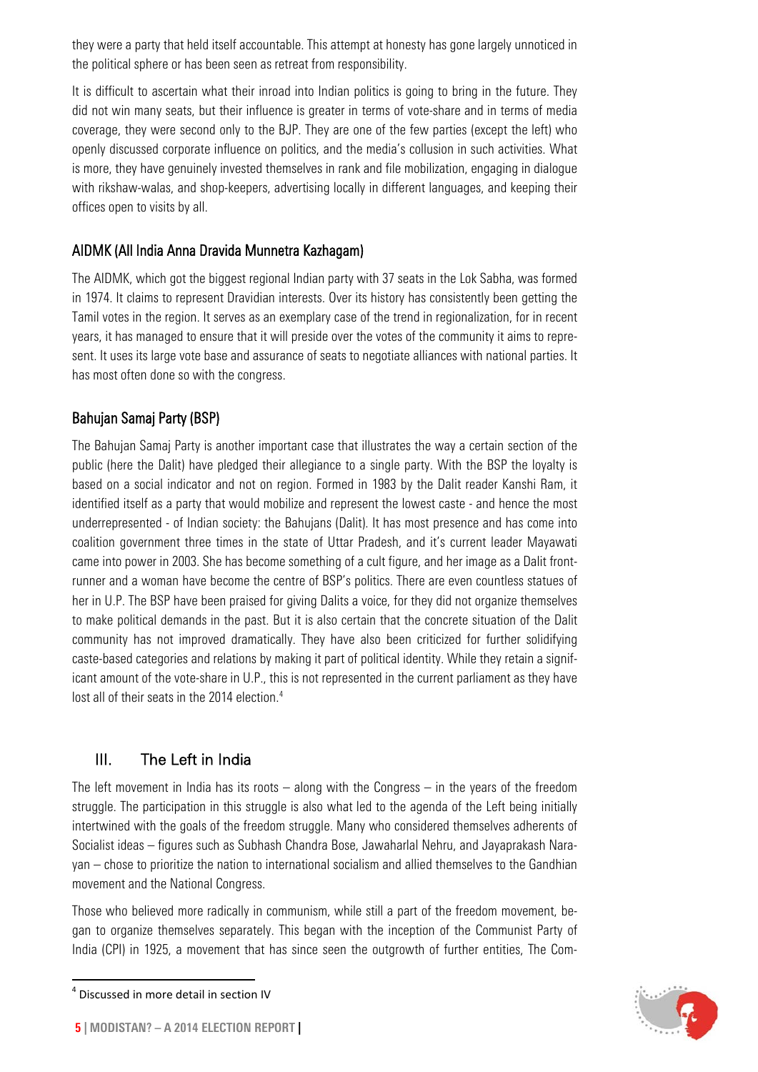they were a party that held itself accountable. This attempt at honesty has gone largely unnoticed in the political sphere or has been seen as retreat from responsibility.

It is difficult to ascertain what their inroad into Indian politics is going to bring in the future. They did not win many seats, but their influence is greater in terms of vote-share and in terms of media coverage, they were second only to the BJP. They are one of the few parties (except the left) who openly discussed corporate influence on politics, and the media's collusion in such activities. What is more, they have genuinely invested themselves in rank and file mobilization, engaging in dialogue with rikshaw-walas, and shop-keepers, advertising locally in different languages, and keeping their offices open to visits by all.

### AIDMK (All India Anna Dravida Munnetra Kazhagam)

The AIDMK, which got the biggest regional Indian party with 37 seats in the Lok Sabha, was formed in 1974. It claims to represent Dravidian interests. Over its history has consistently been getting the Tamil votes in the region. It serves as an exemplary case of the trend in regionalization, for in recent years, it has managed to ensure that it will preside over the votes of the community it aims to represent. It uses its large vote base and assurance of seats to negotiate alliances with national parties. It has most often done so with the congress.

### Bahujan Samaj Party (BSP)

The Bahujan Samaj Party is another important case that illustrates the way a certain section of the public (here the Dalit) have pledged their allegiance to a single party. With the BSP the loyalty is based on a social indicator and not on region. Formed in 1983 by the Dalit reader Kanshi Ram, it identified itself as a party that would mobilize and represent the lowest caste - and hence the most underrepresented - of Indian society: the Bahujans (Dalit). It has most presence and has come into coalition government three times in the state of Uttar Pradesh, and it's current leader Mayawati came into power in 2003. She has become something of a cult figure, and her image as a Dalit front-runner and a woman have become the centre of BSP's politics. There are even countless statues of her in U.P. The BSP have been praised for giving Dalits a voice, for they did not organize themselves to make political demands in the past. But it is also certain that the concrete situation of the Dalit community has not improved dramatically. They have also been criticized for further solidifying caste-based categories and relations by making it part of political identity. While they retain a significant amount of the vote-share in U.P., this is not represented in the current parliament as they have lost all of their seats in the 2014 election.[4]

## III. The Left in India

The left movement in India has its roots – along with the Congress – in the years of the freedom struggle. The participation in this struggle is also what led to the agenda of the Left being initially intertwined with the goals of the freedom struggle. Many who considered themselves adherents of Socialist ideas – figures such as Subhash Chandra Bose, Jawaharlal Nehru, and Jayaprakash Narayan – chose to prioritize the nation to international socialism and allied themselves to the Gandhian movement and the National Congress.

Those who believed more radically in communism, while still a part of the freedom movement, began to organize themselves separately. This began with the inception of the Communist Party of India (CPI) in 1925, a movement that has since seen the outgrowth of further entities, The Com-

---

[4] Discussed in more detail in section IV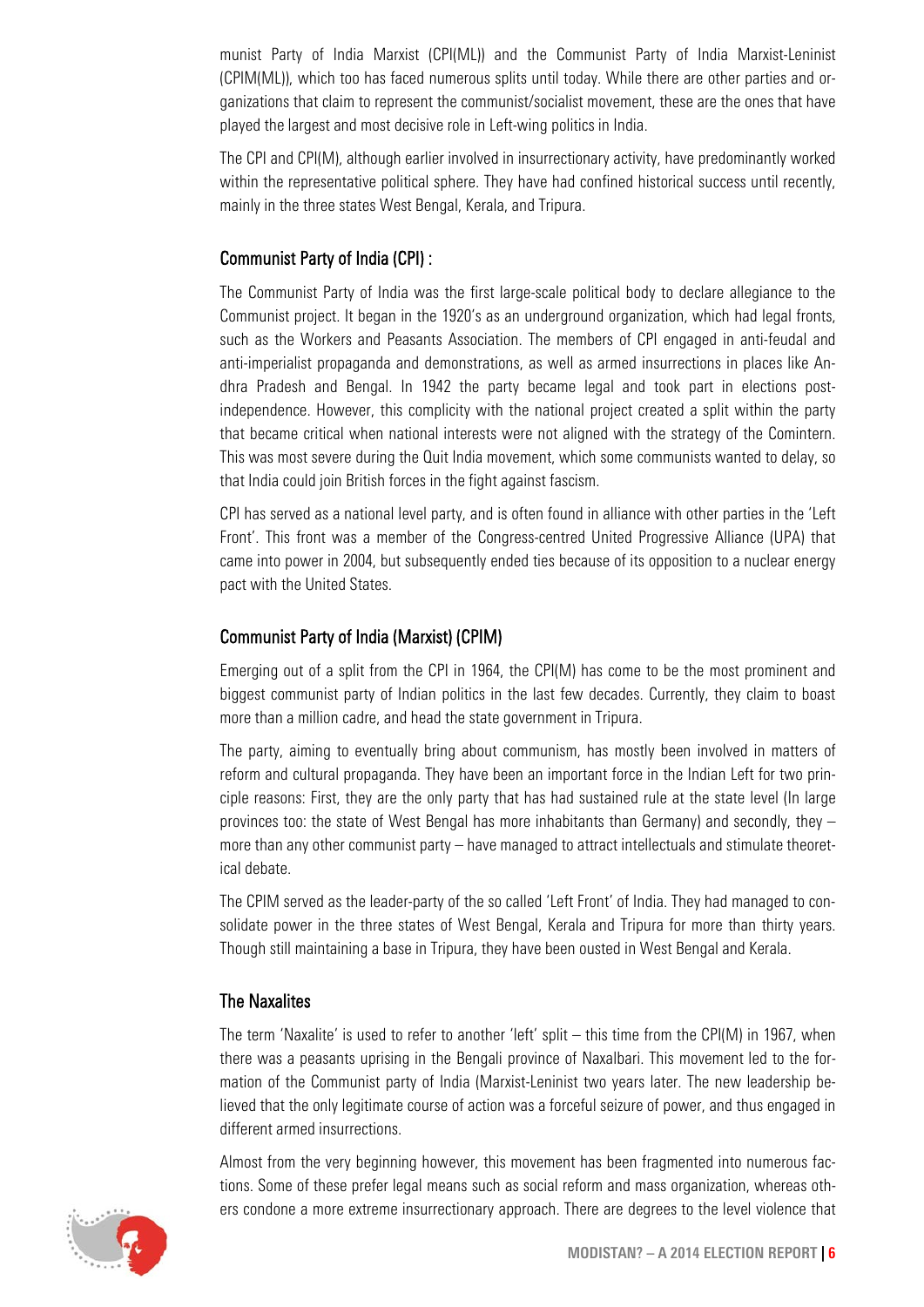munist Party of India Marxist (CPI(ML)) and the Communist Party of India Marxist-Leninist (CPIM(ML)), which too has faced numerous splits until today. While there are other parties and organizations that claim to represent the communist/socialist movement, these are the ones that have played the largest and most decisive role in Left-wing politics in India.

The CPI and CPI(M), although earlier involved in insurrectionary activity, have predominantly worked within the representative political sphere. They have had confined historical success until recently, mainly in the three states West Bengal, Kerala, and Tripura.

### Communist Party of India (CPI) :

The Communist Party of India was the first large-scale political body to declare allegiance to the Communist project. It began in the 1920's as an underground organization, which had legal fronts, such as the Workers and Peasants Association. The members of CPI engaged in anti-feudal and anti-imperialist propaganda and demonstrations, as well as armed insurrections in places like Andhra Pradesh and Bengal. In 1942 the party became legal and took part in elections post-independence. However, this complicity with the national project created a split within the party that became critical when national interests were not aligned with the strategy of the Comintern. This was most severe during the Quit India movement, which some communists wanted to delay, so that India could join British forces in the fight against fascism.

CPI has served as a national level party, and is often found in alliance with other parties in the 'Left Front'. This front was a member of the Congress-centred United Progressive Alliance (UPA) that came into power in 2004, but subsequently ended ties because of its opposition to a nuclear energy pact with the United States.

### Communist Party of India (Marxist) (CPIM)

Emerging out of a split from the CPI in 1964, the CPI(M) has come to be the most prominent and biggest communist party of Indian politics in the last few decades. Currently, they claim to boast more than a million cadre, and head the state government in Tripura.

The party, aiming to eventually bring about communism, has mostly been involved in matters of reform and cultural propaganda. They have been an important force in the Indian Left for two principle reasons: First, they are the only party that has had sustained rule at the state level (In large provinces too: the state of West Bengal has more inhabitants than Germany) and secondly, they – more than any other communist party – have managed to attract intellectuals and stimulate theoretical debate.

The CPIM served as the leader-party of the so called 'Left Front' of India. They had managed to consolidate power in the three states of West Bengal, Kerala and Tripura for more than thirty years. Though still maintaining a base in Tripura, they have been ousted in West Bengal and Kerala.

### The Naxalites

The term 'Naxalite' is used to refer to another 'left' split – this time from the CPI(M) in 1967, when there was a peasants uprising in the Bengali province of Naxalbari. This movement led to the formation of the Communist party of India (Marxist-Leninist two years later. The new leadership believed that the only legitimate course of action was a forceful seizure of power, and thus engaged in different armed insurrections.

Almost from the very beginning however, this movement has been fragmented into numerous factions. Some of these prefer legal means such as social reform and mass organization, whereas others condone a more extreme insurrectionary approach. There are degrees to the level violence that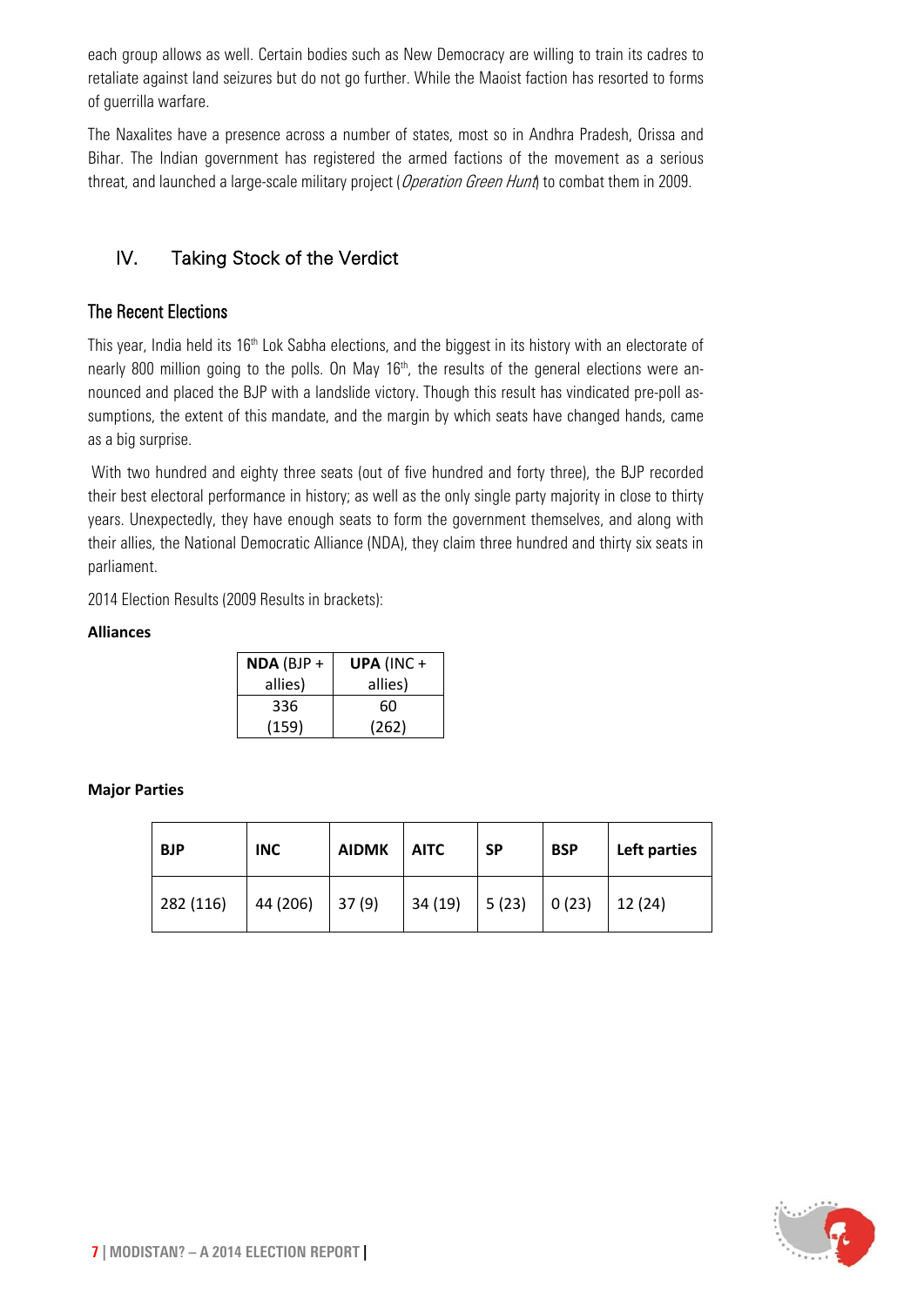each group allows as well. Certain bodies such as New Democracy are willing to train its cadres to retaliate against land seizures but do not go further. While the Maoist faction has resorted to forms of guerrilla warfare.

The Naxalites have a presence across a number of states, most so in Andhra Pradesh, Orissa and Bihar. The Indian government has registered the armed factions of the movement as a serious threat, and launched a large-scale military project (*Operation Green Hunt*) to combat them in 2009.

## IV. Taking Stock of the Verdict

### The Recent Elections

This year, India held its 16th Lok Sabha elections, and the biggest in its history with an electorate of nearly 800 million going to the polls. On May 16th, the results of the general elections were announced and placed the BJP with a landslide victory. Though this result has vindicated pre-poll assumptions, the extent of this mandate, and the margin by which seats have changed hands, came as a big surprise.

With two hundred and eighty three seats (out of five hundred and forty three), the BJP recorded their best electoral performance in history; as well as the only single party majority in close to thirty years. Unexpectedly, they have enough seats to form the government themselves, and along with their allies, the National Democratic Alliance (NDA), they claim three hundred and thirty six seats in parliament.

2014 Election Results (2009 Results in brackets):

**Alliances**

| **NDA** (BJP + allies) | **UPA** (INC + allies) |
|---|---|
| 336 (159) | 60 (262) |

**Major Parties**

| **BJP** | **INC** | **AIDMK** | **AITC** | **SP** | **BSP** | **Left parties** |
|---|---|---|---|---|---|---|
| 282 (116) | 44 (206) | 37 (9) | 34 (19) | 5 (23) | 0 (23) | 12 (24) |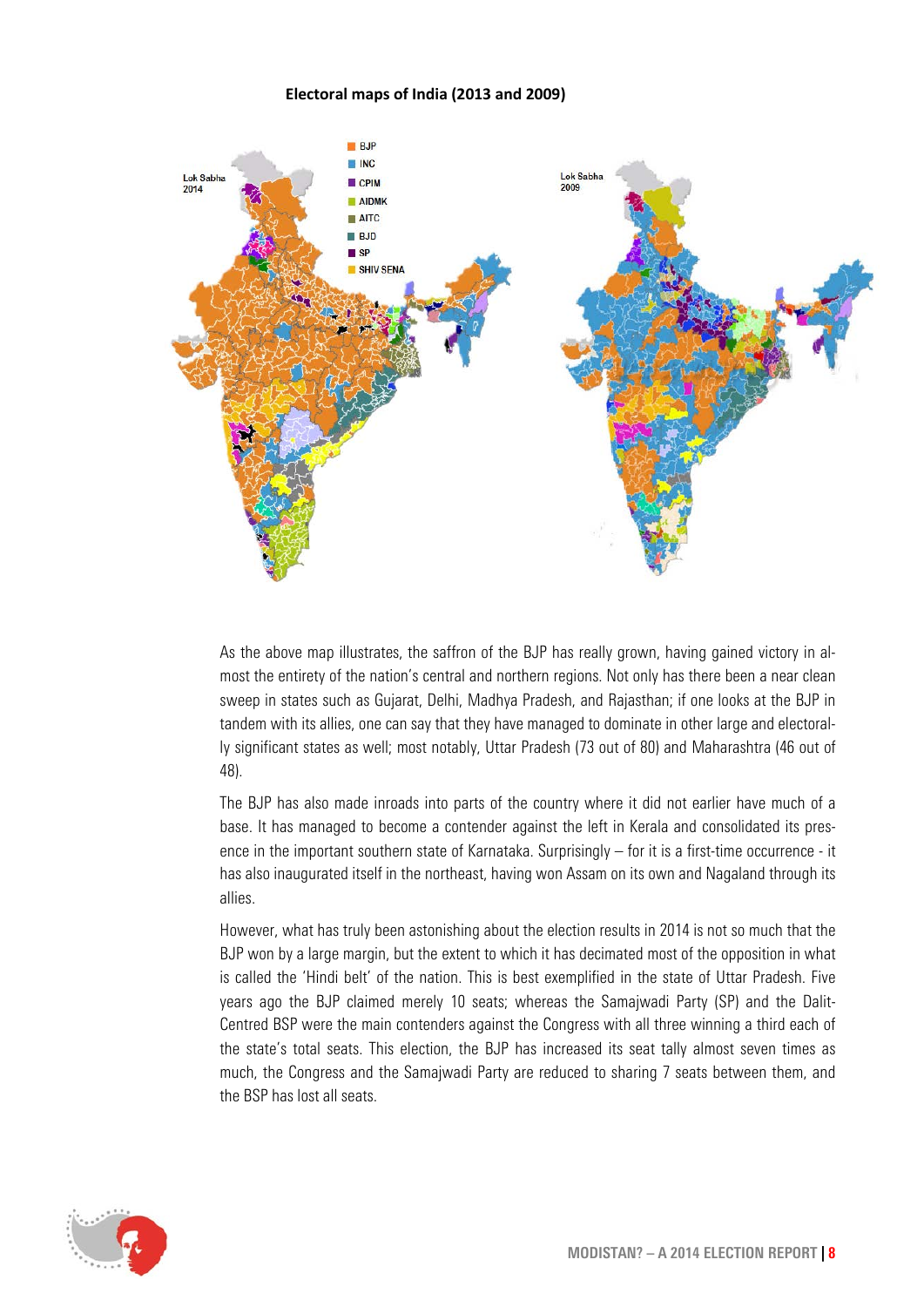**Electoral maps of India (2013 and 2009)**

As the above map illustrates, the saffron of the BJP has really grown, having gained victory in almost the entirety of the nation's central and northern regions. Not only has there been a near clean sweep in states such as Gujarat, Delhi, Madhya Pradesh, and Rajasthan; if one looks at the BJP in tandem with its allies, one can say that they have managed to dominate in other large and electorally significant states as well; most notably, Uttar Pradesh (73 out of 80) and Maharashtra (46 out of 48).

The BJP has also made inroads into parts of the country where it did not earlier have much of a base. It has managed to become a contender against the left in Kerala and consolidated its presence in the important southern state of Karnataka. Surprisingly – for it is a first-time occurrence - it has also inaugurated itself in the northeast, having won Assam on its own and Nagaland through its allies.

However, what has truly been astonishing about the election results in 2014 is not so much that the BJP won by a large margin, but the extent to which it has decimated most of the opposition in what is called the 'Hindi belt' of the nation. This is best exemplified in the state of Uttar Pradesh. Five years ago the BJP claimed merely 10 seats; whereas the Samajwadi Party (SP) and the Dalit-Centred BSP were the main contenders against the Congress with all three winning a third each of the state's total seats. This election, the BJP has increased its seat tally almost seven times as much, the Congress and the Samajwadi Party are reduced to sharing 7 seats between them, and the BSP has lost all seats.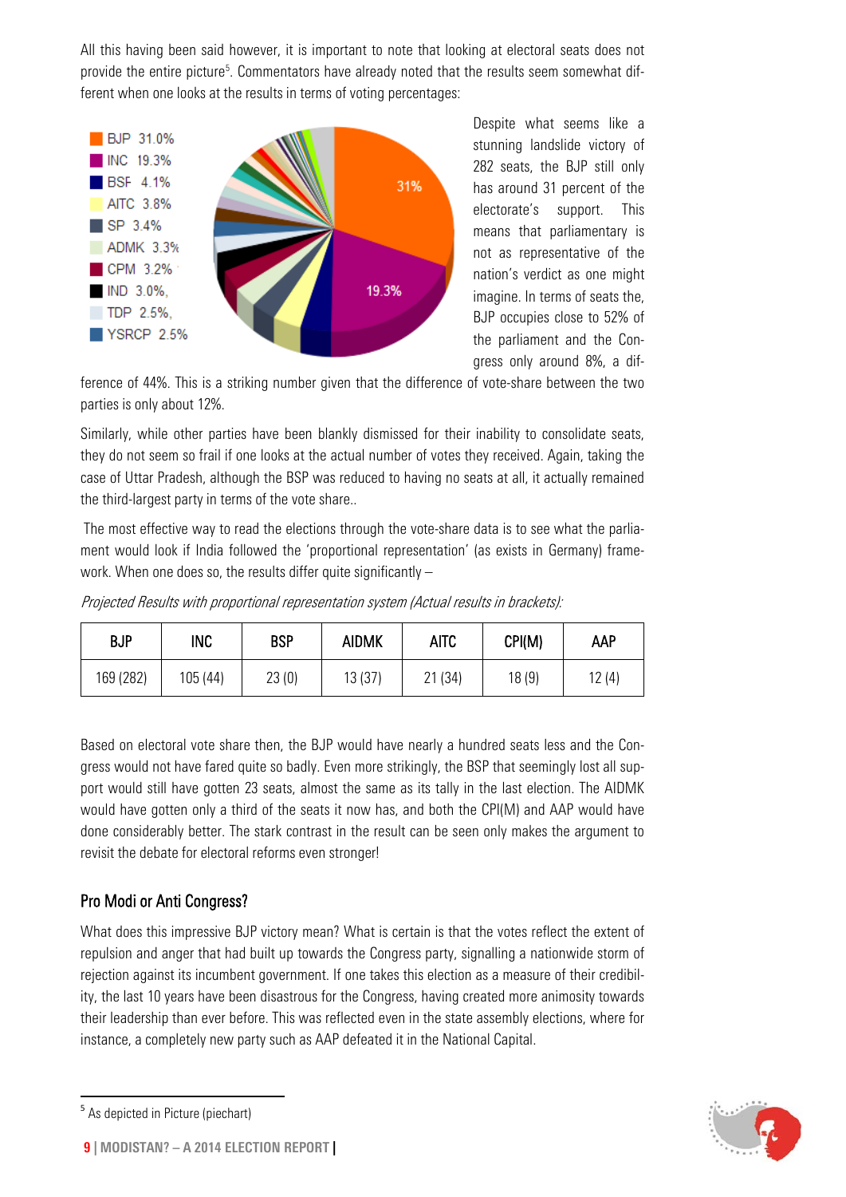All this having been said however, it is important to note that looking at electoral seats does not provide the entire picture[5]. Commentators have already noted that the results seem somewhat different when one looks at the results in terms of voting percentages:

- BJP 31.0%
- INC 19.3%
- BSF 4.1%
- AITC 3.8%
- SP 3.4%
- ADMK 3.3%
- CPM 3.2%
- IND 3.0%,
- TDP 2.5%,
- YSRCP 2.5%

Despite what seems like a stunning landslide victory of 282 seats, the BJP still only has around 31 percent of the electorate's support. This means that parliamentary is not as representative of the nation's verdict as one might imagine. In terms of seats the, BJP occupies close to 52% of the parliament and the Congress only around 8%, a difference of 44%. This is a striking number given that the difference of vote-share between the two parties is only about 12%.

Similarly, while other parties have been blankly dismissed for their inability to consolidate seats, they do not seem so frail if one looks at the actual number of votes they received. Again, taking the case of Uttar Pradesh, although the BSP was reduced to having no seats at all, it actually remained the third-largest party in terms of the vote share..

The most effective way to read the elections through the vote-share data is to see what the parliament would look if India followed the 'proportional representation' (as exists in Germany) framework. When one does so, the results differ quite significantly –

*Projected Results with proportional representation system (Actual results in brackets):*

| BJP | INC | BSP | AIDMK | AITC | CPI(M) | AAP |
|---|---|---|---|---|---|---|
| 169 (282) | 105 (44) | 23 (0) | 13 (37) | 21 (34) | 18 (9) | 12 (4) |

Based on electoral vote share then, the BJP would have nearly a hundred seats less and the Congress would not have fared quite so badly. Even more strikingly, the BSP that seemingly lost all support would still have gotten 23 seats, almost the same as its tally in the last election. The AIDMK would have gotten only a third of the seats it now has, and both the CPI(M) and AAP would have done considerably better. The stark contrast in the result can be seen only makes the argument to revisit the debate for electoral reforms even stronger!

## Pro Modi or Anti Congress?

What does this impressive BJP victory mean? What is certain is that the votes reflect the extent of repulsion and anger that had built up towards the Congress party, signalling a nationwide storm of rejection against its incumbent government. If one takes this election as a measure of their credibility, the last 10 years have been disastrous for the Congress, having created more animosity towards their leadership than ever before. This was reflected even in the state assembly elections, where for instance, a completely new party such as AAP defeated it in the National Capital.

---

[5] As depicted in Picture (piechart)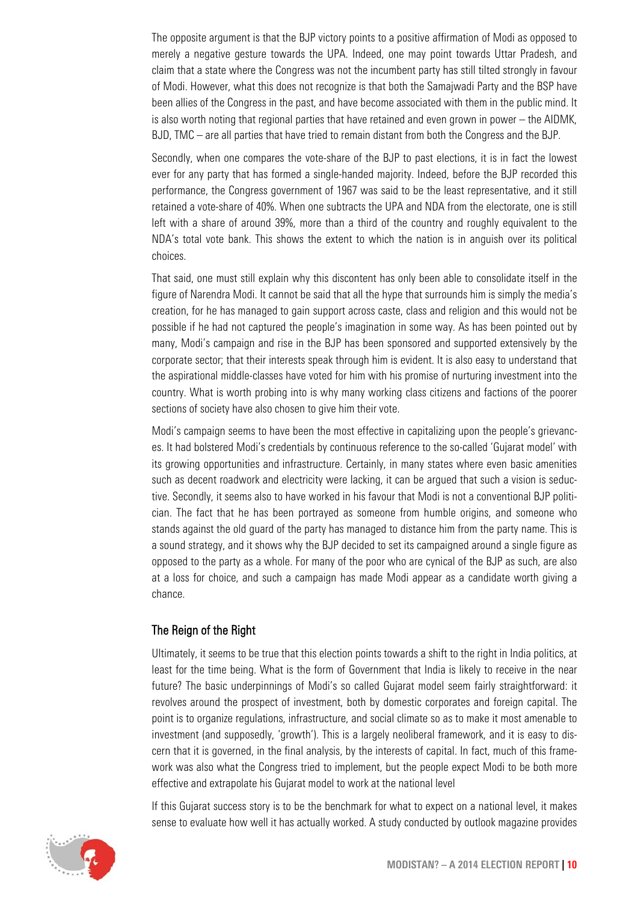The opposite argument is that the BJP victory points to a positive affirmation of Modi as opposed to merely a negative gesture towards the UPA. Indeed, one may point towards Uttar Pradesh, and claim that a state where the Congress was not the incumbent party has still tilted strongly in favour of Modi. However, what this does not recognize is that both the Samajwadi Party and the BSP have been allies of the Congress in the past, and have become associated with them in the public mind. It is also worth noting that regional parties that have retained and even grown in power – the AIDMK, BJD, TMC – are all parties that have tried to remain distant from both the Congress and the BJP.

Secondly, when one compares the vote-share of the BJP to past elections, it is in fact the lowest ever for any party that has formed a single-handed majority. Indeed, before the BJP recorded this performance, the Congress government of 1967 was said to be the least representative, and it still retained a vote-share of 40%. When one subtracts the UPA and NDA from the electorate, one is still left with a share of around 39%, more than a third of the country and roughly equivalent to the NDA's total vote bank. This shows the extent to which the nation is in anguish over its political choices.

That said, one must still explain why this discontent has only been able to consolidate itself in the figure of Narendra Modi. It cannot be said that all the hype that surrounds him is simply the media's creation, for he has managed to gain support across caste, class and religion and this would not be possible if he had not captured the people's imagination in some way. As has been pointed out by many, Modi's campaign and rise in the BJP has been sponsored and supported extensively by the corporate sector; that their interests speak through him is evident. It is also easy to understand that the aspirational middle-classes have voted for him with his promise of nurturing investment into the country. What is worth probing into is why many working class citizens and factions of the poorer sections of society have also chosen to give him their vote.

Modi's campaign seems to have been the most effective in capitalizing upon the people's grievances. It had bolstered Modi's credentials by continuous reference to the so-called 'Gujarat model' with its growing opportunities and infrastructure. Certainly, in many states where even basic amenities such as decent roadwork and electricity were lacking, it can be argued that such a vision is seductive. Secondly, it seems also to have worked in his favour that Modi is not a conventional BJP politician. The fact that he has been portrayed as someone from humble origins, and someone who stands against the old guard of the party has managed to distance him from the party name. This is a sound strategy, and it shows why the BJP decided to set its campaigned around a single figure as opposed to the party as a whole. For many of the poor who are cynical of the BJP as such, are also at a loss for choice, and such a campaign has made Modi appear as a candidate worth giving a chance.

## The Reign of the Right

Ultimately, it seems to be true that this election points towards a shift to the right in India politics, at least for the time being. What is the form of Government that India is likely to receive in the near future? The basic underpinnings of Modi's so called Gujarat model seem fairly straightforward: it revolves around the prospect of investment, both by domestic corporates and foreign capital. The point is to organize regulations, infrastructure, and social climate so as to make it most amenable to investment (and supposedly, 'growth'). This is a largely neoliberal framework, and it is easy to discern that it is governed, in the final analysis, by the interests of capital. In fact, much of this framework was also what the Congress tried to implement, but the people expect Modi to be both more effective and extrapolate his Gujarat model to work at the national level

If this Gujarat success story is to be the benchmark for what to expect on a national level, it makes sense to evaluate how well it has actually worked. A study conducted by outlook magazine provides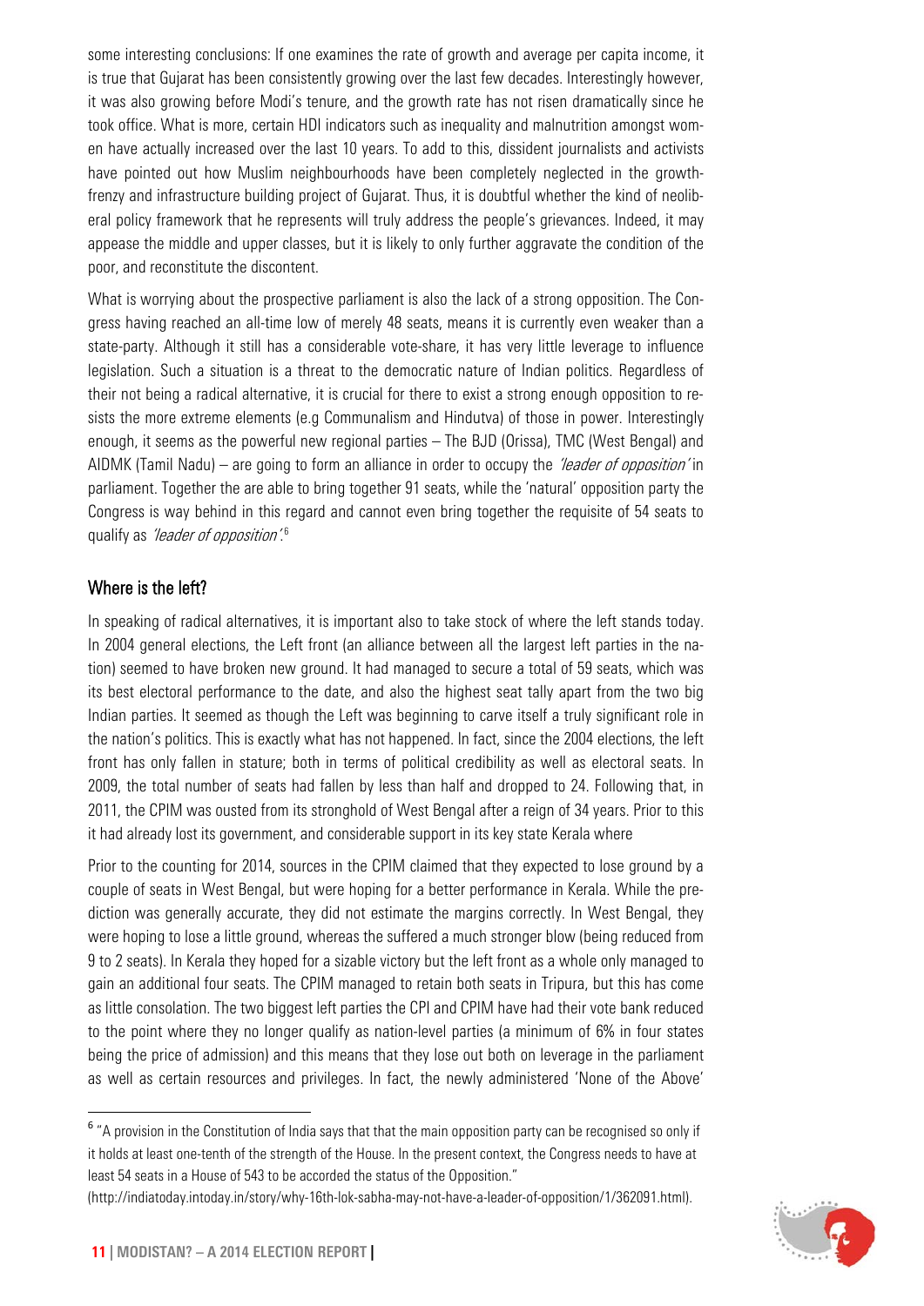some interesting conclusions: If one examines the rate of growth and average per capita income, it is true that Gujarat has been consistently growing over the last few decades. Interestingly however, it was also growing before Modi's tenure, and the growth rate has not risen dramatically since he took office. What is more, certain HDI indicators such as inequality and malnutrition amongst women have actually increased over the last 10 years. To add to this, dissident journalists and activists have pointed out how Muslim neighbourhoods have been completely neglected in the growth-frenzy and infrastructure building project of Gujarat. Thus, it is doubtful whether the kind of neoliberal policy framework that he represents will truly address the people's grievances. Indeed, it may appease the middle and upper classes, but it is likely to only further aggravate the condition of the poor, and reconstitute the discontent.

What is worrying about the prospective parliament is also the lack of a strong opposition. The Congress having reached an all-time low of merely 48 seats, means it is currently even weaker than a state-party. Although it still has a considerable vote-share, it has very little leverage to influence legislation. Such a situation is a threat to the democratic nature of Indian politics. Regardless of their not being a radical alternative, it is crucial for there to exist a strong enough opposition to resists the more extreme elements (e.g Communalism and Hindutva) of those in power. Interestingly enough, it seems as the powerful new regional parties – The BJD (Orissa), TMC (West Bengal) and AIDMK (Tamil Nadu) – are going to form an alliance in order to occupy the *'leader of opposition'* in parliament. Together the are able to bring together 91 seats, while the 'natural' opposition party the Congress is way behind in this regard and cannot even bring together the requisite of 54 seats to qualify as *'leader of opposition'*.[6]

## Where is the left?

In speaking of radical alternatives, it is important also to take stock of where the left stands today. In 2004 general elections, the Left front (an alliance between all the largest left parties in the nation) seemed to have broken new ground. It had managed to secure a total of 59 seats, which was its best electoral performance to the date, and also the highest seat tally apart from the two big Indian parties. It seemed as though the Left was beginning to carve itself a truly significant role in the nation's politics. This is exactly what has not happened. In fact, since the 2004 elections, the left front has only fallen in stature; both in terms of political credibility as well as electoral seats. In 2009, the total number of seats had fallen by less than half and dropped to 24. Following that, in 2011, the CPIM was ousted from its stronghold of West Bengal after a reign of 34 years. Prior to this it had already lost its government, and considerable support in its key state Kerala where

Prior to the counting for 2014, sources in the CPIM claimed that they expected to lose ground by a couple of seats in West Bengal, but were hoping for a better performance in Kerala. While the prediction was generally accurate, they did not estimate the margins correctly. In West Bengal, they were hoping to lose a little ground, whereas the suffered a much stronger blow (being reduced from 9 to 2 seats). In Kerala they hoped for a sizable victory but the left front as a whole only managed to gain an additional four seats. The CPIM managed to retain both seats in Tripura, but this has come as little consolation. The two biggest left parties the CPI and CPIM have had their vote bank reduced to the point where they no longer qualify as nation-level parties (a minimum of 6% in four states being the price of admission) and this means that they lose out both on leverage in the parliament as well as certain resources and privileges. In fact, the newly administered 'None of the Above'

---

[6] "A provision in the Constitution of India says that that the main opposition party can be recognised so only if it holds at least one-tenth of the strength of the House. In the present context, the Congress needs to have at least 54 seats in a House of 543 to be accorded the status of the Opposition."
(http://indiatoday.intoday.in/story/why-16th-lok-sabha-may-not-have-a-leader-of-opposition/1/362091.html).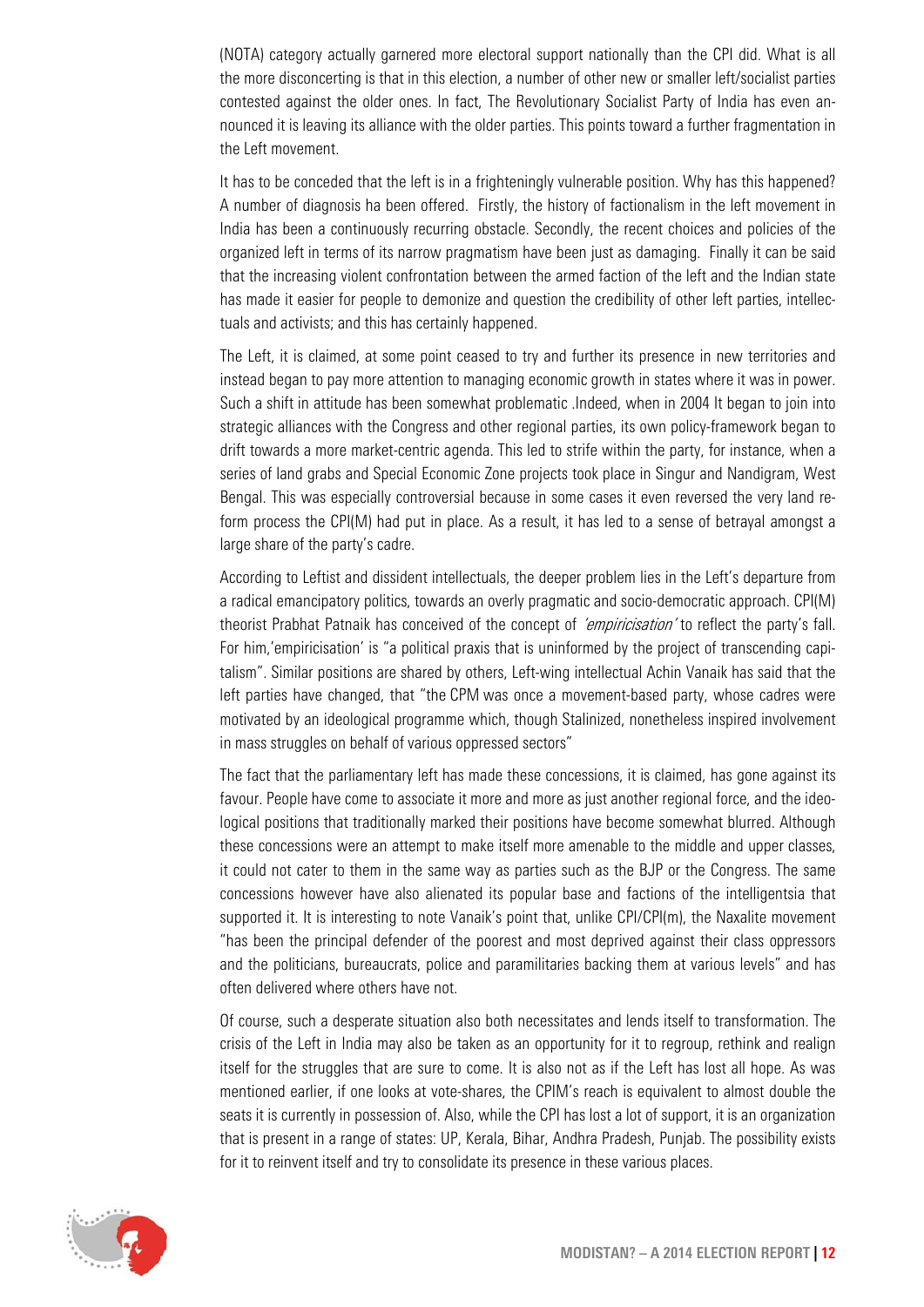(NOTA) category actually garnered more electoral support nationally than the CPI did. What is all the more disconcerting is that in this election, a number of other new or smaller left/socialist parties contested against the older ones. In fact, The Revolutionary Socialist Party of India has even announced it is leaving its alliance with the older parties. This points toward a further fragmentation in the Left movement.

It has to be conceded that the left is in a frighteningly vulnerable position. Why has this happened? A number of diagnosis ha been offered. Firstly, the history of factionalism in the left movement in India has been a continuously recurring obstacle. Secondly, the recent choices and policies of the organized left in terms of its narrow pragmatism have been just as damaging. Finally it can be said that the increasing violent confrontation between the armed faction of the left and the Indian state has made it easier for people to demonize and question the credibility of other left parties, intellectuals and activists; and this has certainly happened.

The Left, it is claimed, at some point ceased to try and further its presence in new territories and instead began to pay more attention to managing economic growth in states where it was in power. Such a shift in attitude has been somewhat problematic .Indeed, when in 2004 It began to join into strategic alliances with the Congress and other regional parties, its own policy-framework began to drift towards a more market-centric agenda. This led to strife within the party, for instance, when a series of land grabs and Special Economic Zone projects took place in Singur and Nandigram, West Bengal. This was especially controversial because in some cases it even reversed the very land reform process the CPI(M) had put in place. As a result, it has led to a sense of betrayal amongst a large share of the party's cadre.

According to Leftist and dissident intellectuals, the deeper problem lies in the Left's departure from a radical emancipatory politics, towards an overly pragmatic and socio-democratic approach. CPI(M) theorist Prabhat Patnaik has conceived of the concept of *'empiricisation'* to reflect the party's fall. For him,'empiricisation' is "a political praxis that is uninformed by the project of transcending capitalism". Similar positions are shared by others, Left-wing intellectual Achin Vanaik has said that the left parties have changed, that "the CPM was once a movement-based party, whose cadres were motivated by an ideological programme which, though Stalinized, nonetheless inspired involvement in mass struggles on behalf of various oppressed sectors"

The fact that the parliamentary left has made these concessions, it is claimed, has gone against its favour. People have come to associate it more and more as just another regional force, and the ideological positions that traditionally marked their positions have become somewhat blurred. Although these concessions were an attempt to make itself more amenable to the middle and upper classes, it could not cater to them in the same way as parties such as the BJP or the Congress. The same concessions however have also alienated its popular base and factions of the intelligentsia that supported it. It is interesting to note Vanaik's point that, unlike CPI/CPI(m), the Naxalite movement "has been the principal defender of the poorest and most deprived against their class oppressors and the politicians, bureaucrats, police and paramilitaries backing them at various levels" and has often delivered where others have not.

Of course, such a desperate situation also both necessitates and lends itself to transformation. The crisis of the Left in India may also be taken as an opportunity for it to regroup, rethink and realign itself for the struggles that are sure to come. It is also not as if the Left has lost all hope. As was mentioned earlier, if one looks at vote-shares, the CPIM's reach is equivalent to almost double the seats it is currently in possession of. Also, while the CPI has lost a lot of support, it is an organization that is present in a range of states: UP, Kerala, Bihar, Andhra Pradesh, Punjab. The possibility exists for it to reinvent itself and try to consolidate its presence in these various places.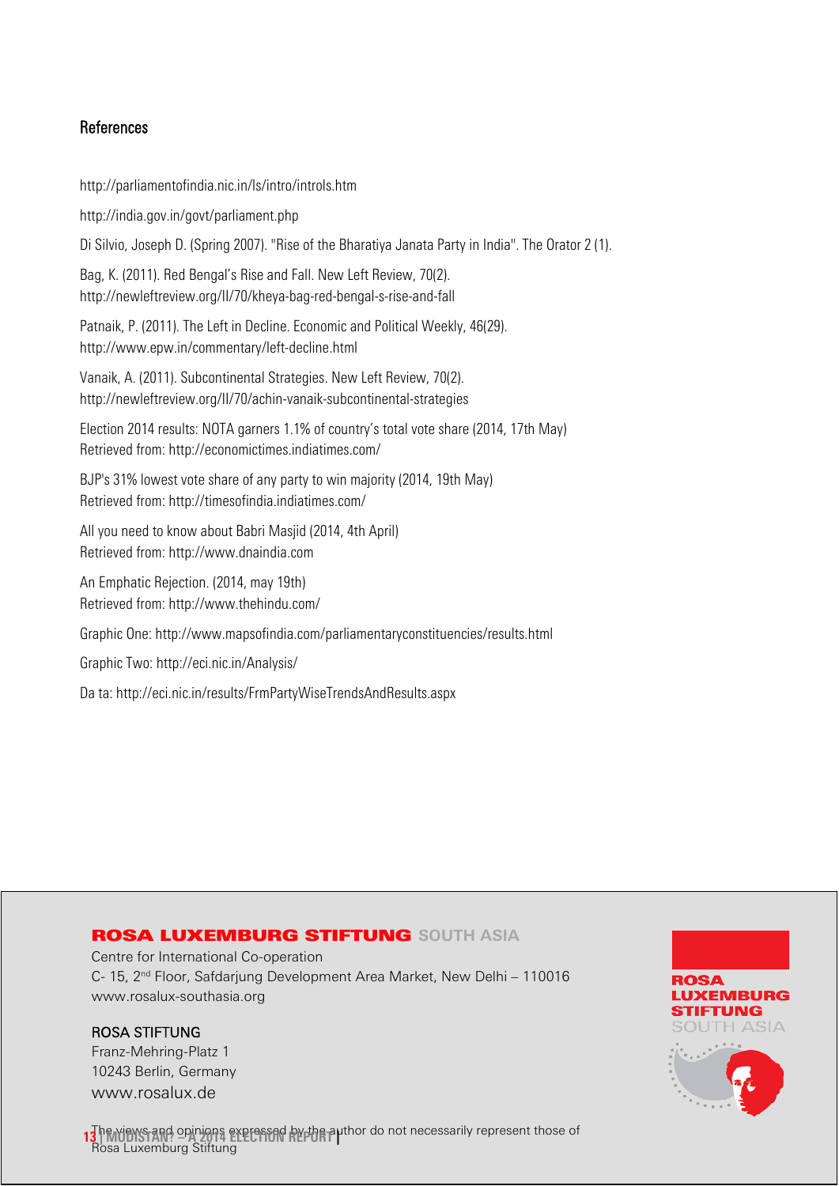## References

http://parliamentofindia.nic.in/ls/intro/introls.htm

http://india.gov.in/govt/parliament.php

Di Silvio, Joseph D. (Spring 2007). "Rise of the Bharatiya Janata Party in India". The Orator 2 (1).

Bag, K. (2011). Red Bengal's Rise and Fall. New Left Review, 70(2).
http://newleftreview.org/II/70/kheya-bag-red-bengal-s-rise-and-fall

Patnaik, P. (2011). The Left in Decline. Economic and Political Weekly, 46(29).
http://www.epw.in/commentary/left-decline.html

Vanaik, A. (2011). Subcontinental Strategies. New Left Review, 70(2).
http://newleftreview.org/II/70/achin-vanaik-subcontinental-strategies

Election 2014 results: NOTA garners 1.1% of country's total vote share (2014, 17th May)
Retrieved from: http://economictimes.indiatimes.com/

BJP's 31% lowest vote share of any party to win majority (2014, 19th May)
Retrieved from: http://timesofindia.indiatimes.com/

All you need to know about Babri Masjid (2014, 4th April)
Retrieved from: http://www.dnaindia.com

An Emphatic Rejection. (2014, may 19th)
Retrieved from: http://www.thehindu.com/

Graphic One: http://www.mapsofindia.com/parliamentaryconstituencies/results.html

Graphic Two: http://eci.nic.in/Analysis/

Da ta: http://eci.nic.in/results/FrmPartyWiseTrendsAndResults.aspx

**ROSA LUXEMBURG STIFTUNG** SOUTH ASIA
Centre for International Co-operation
C- 15, 2nd Floor, Safdarjung Development Area Market, New Delhi – 110016
www.rosalux-southasia.org

ROSA STIFTUNG
Franz-Mehring-Platz 1
10243 Berlin, Germany
www.rosalux.de

The views and opinions expressed by the author do not necessarily represent those of Rosa Luxemburg Stiftung